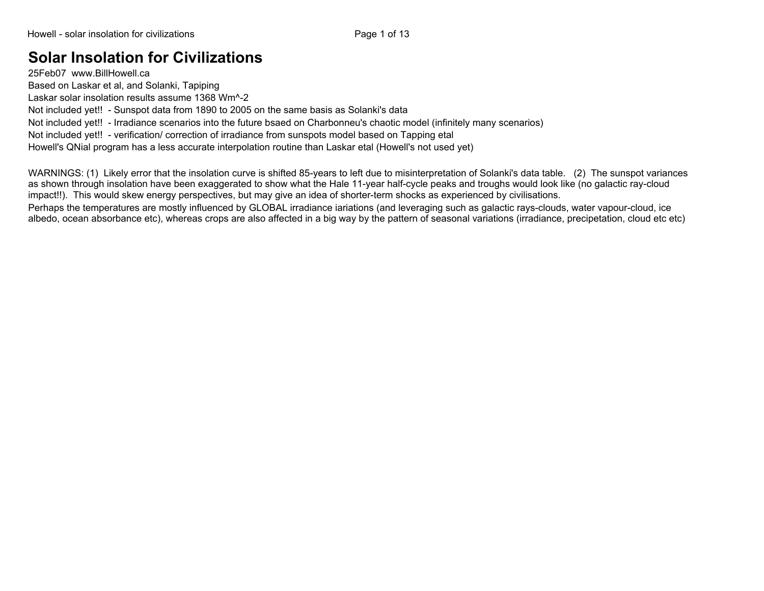# Solar Insolation for Civilizations

25Feb07 www.BillHowell.ca

Based on Laskar et al, and Solanki, Tapiping

Laskar solar insolation results assume 1368 Wm^-2

Not included yet!! - Sunspot data from 1890 to 2005 on the same basis as Solanki's data

Not included yet!! - Irradiance scenarios into the future bsaed on Charbonneu's chaotic model (infinitely many scenarios)

Not included yet!! - verification/ correction of irradiance from sunspots model based on Tapping etal

Howell's QNial program has a less accurate interpolation routine than Laskar etal (Howell's not used yet)

WARNINGS: (1) Likely error that the insolation curve is shifted 85-years to left due to misinterpretation of Solanki's data table. (2) The sunspot variances as shown through insolation have been exaggerated to show what the Hale 11-year half-cycle peaks and troughs would look like (no galactic ray-cloud impact!!). This would skew energy perspectives, but may give an idea of shorter-term shocks as experienced by civilisations.

Perhaps the temperatures are mostly influenced by GLOBAL irradiance iariations (and leveraging such as galactic rays-clouds, water vapour-cloud, ice albedo, ocean absorbance etc), whereas crops are also affected in a big way by the pattern of seasonal variations (irradiance, precipetation, cloud etc etc)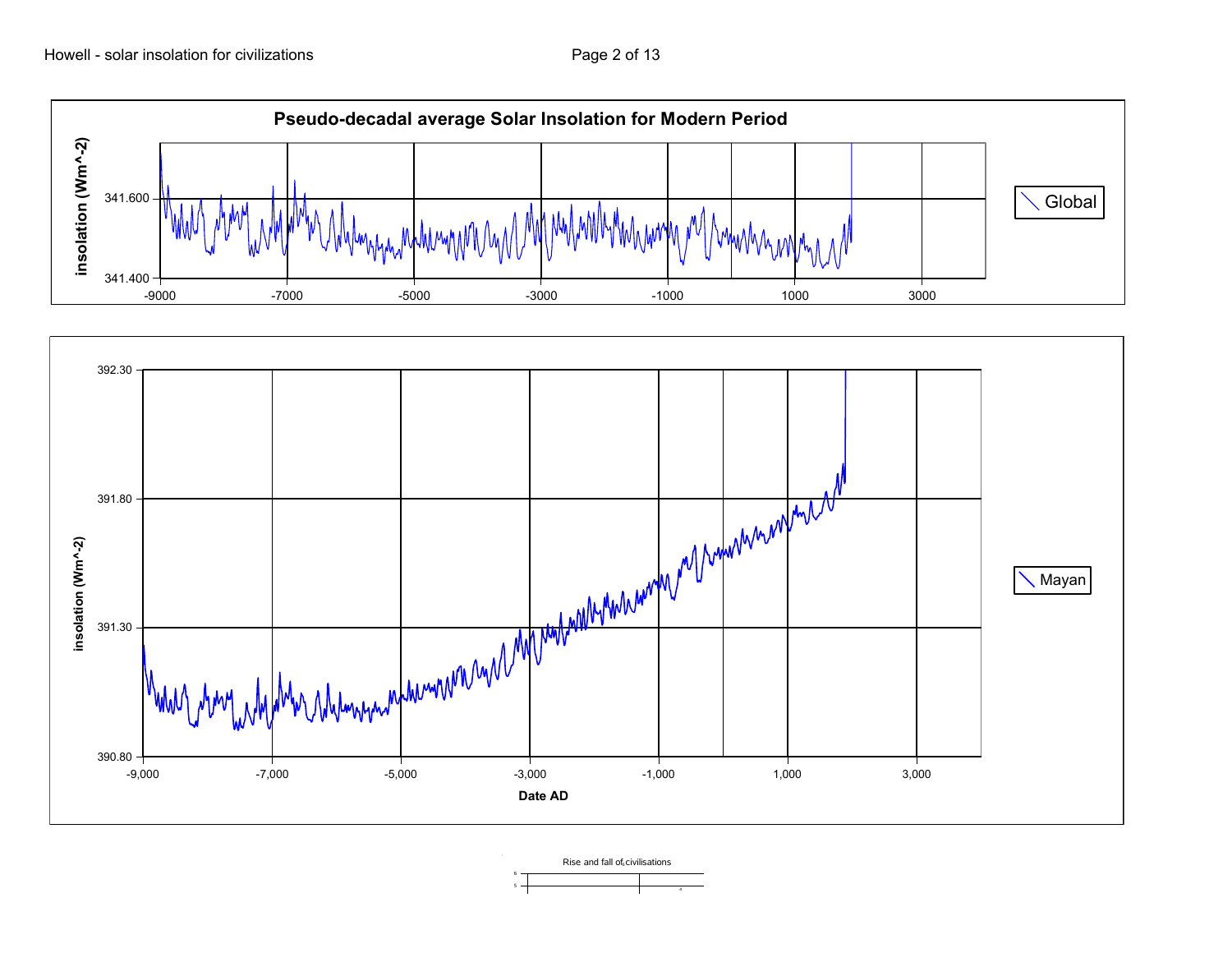**Pseudo-decadal average Solar Insolation for Modern Period**

insolation (Wm^-2)

341.600

341.400

-9000 -7000 -5000 -3000 -1000 1000 3000

Global

392.30

391.80

391.30

390.80

insolation (Wm^-2)

-9,000 -7,000 -5,000 -3,000 -1,000 1,000 3,000

Date AD

Mayan

Rise and fall of civilisations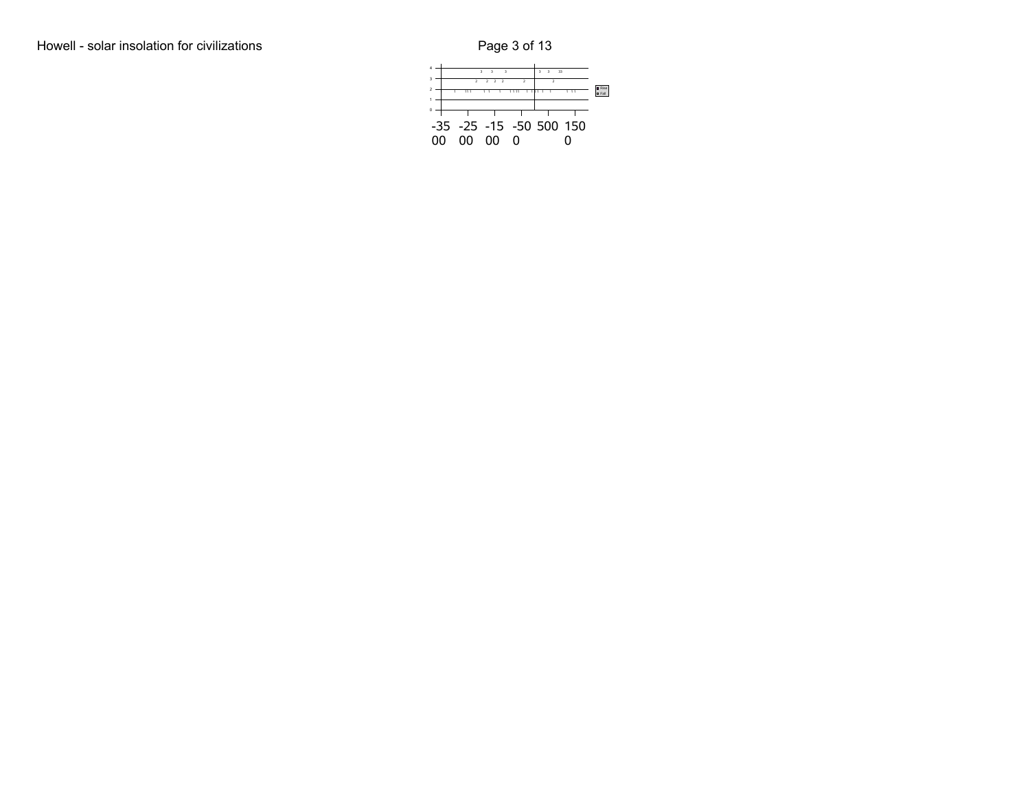-3500 -2500 -1500 -500 500 1500

Rise
Fall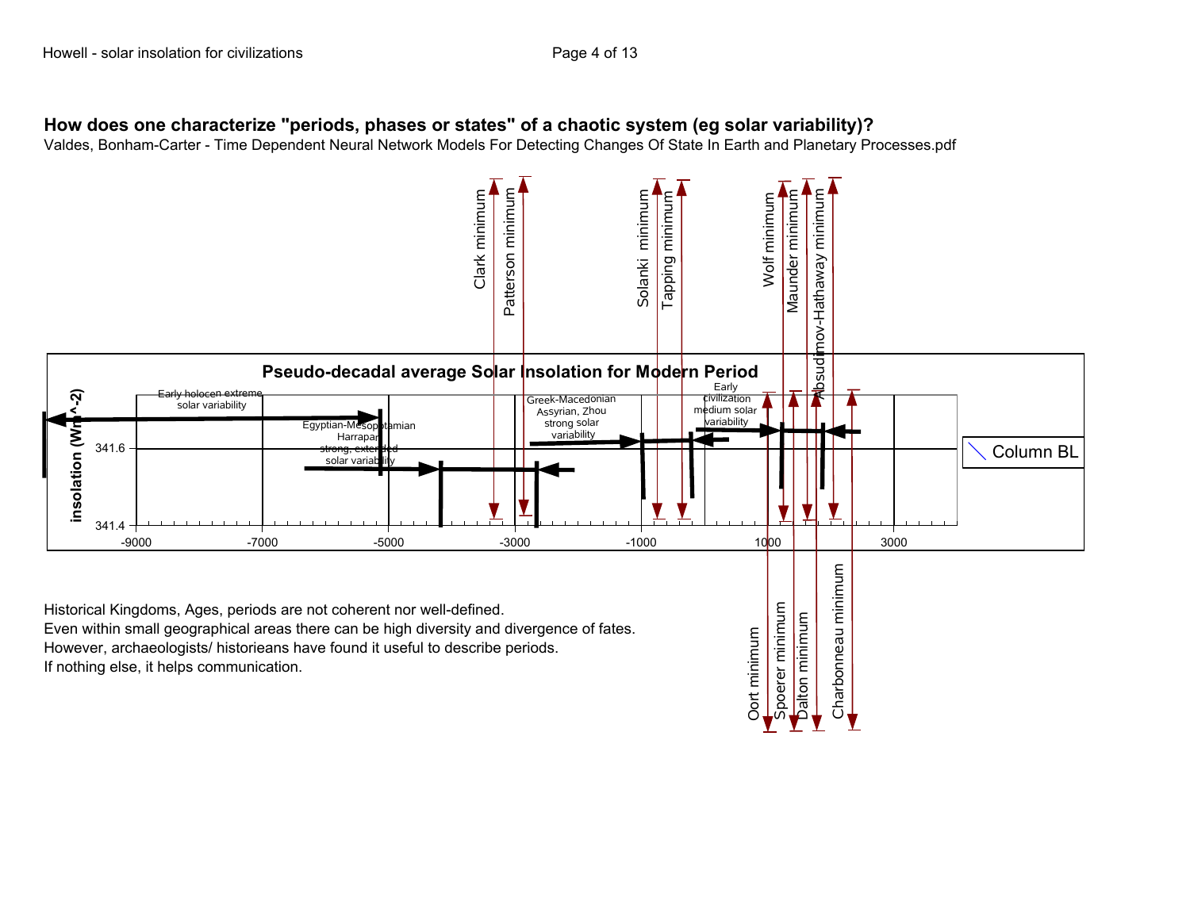**How does one characterize "periods, phases or states" of a chaotic system (eg solar variability)?**

Valdes, Bonham-Carter - Time Dependent Neural Network Models For Detecting Changes Of State In Earth and Planetary Processes.pdf

Historical Kingdoms, Ages, periods are not coherent nor well-defined.
Even within small geographical areas there can be high diversity and divergence of fates.
However, archaeologists/ historieans have found it useful to describe periods.
If nothing else, it helps communication.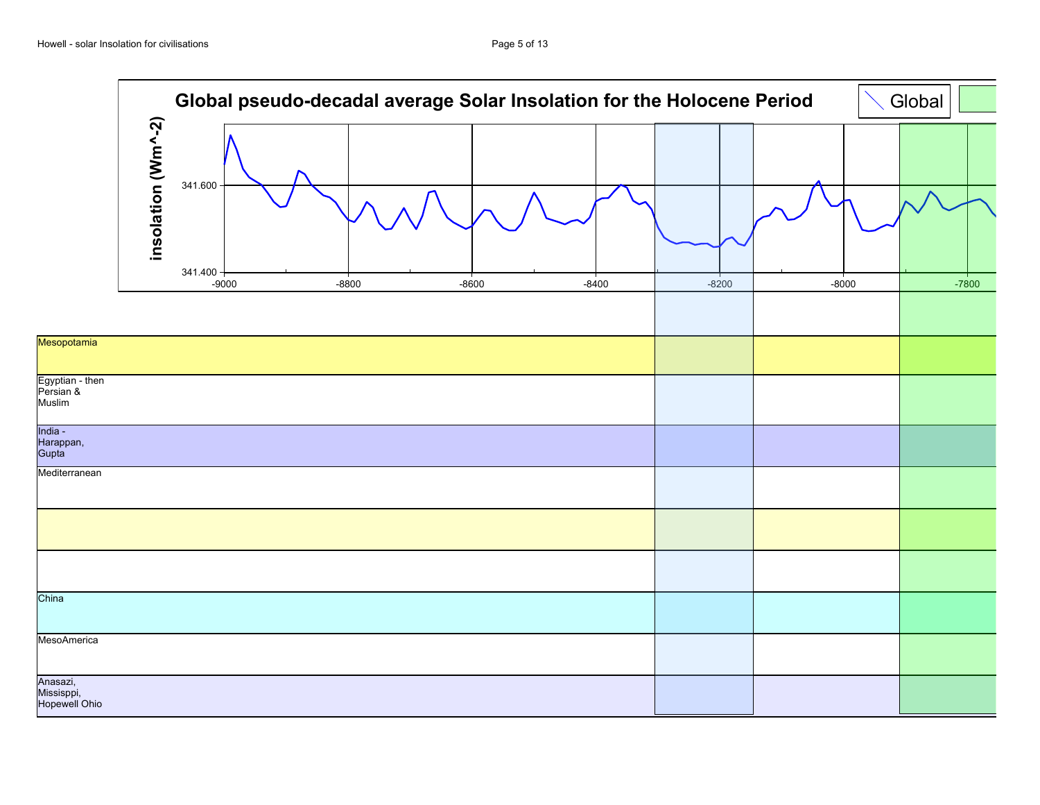## Global pseudo-decadal average Solar Insolation for the Holocene Period

Legend: Global

insolation (Wm^-2)

341.600

341.400

-9000 -8800 -8600 -8400 -8200 -8000 -7800

| |
|---|
| Mesopotamia |
| Egyptian - then Persian & Muslim |
| India - Harappan, Gupta |
| Mediterranean |
| |
| |
| China |
| MesoAmerica |
| Anasazi, Missisppi, Hopewell Ohio |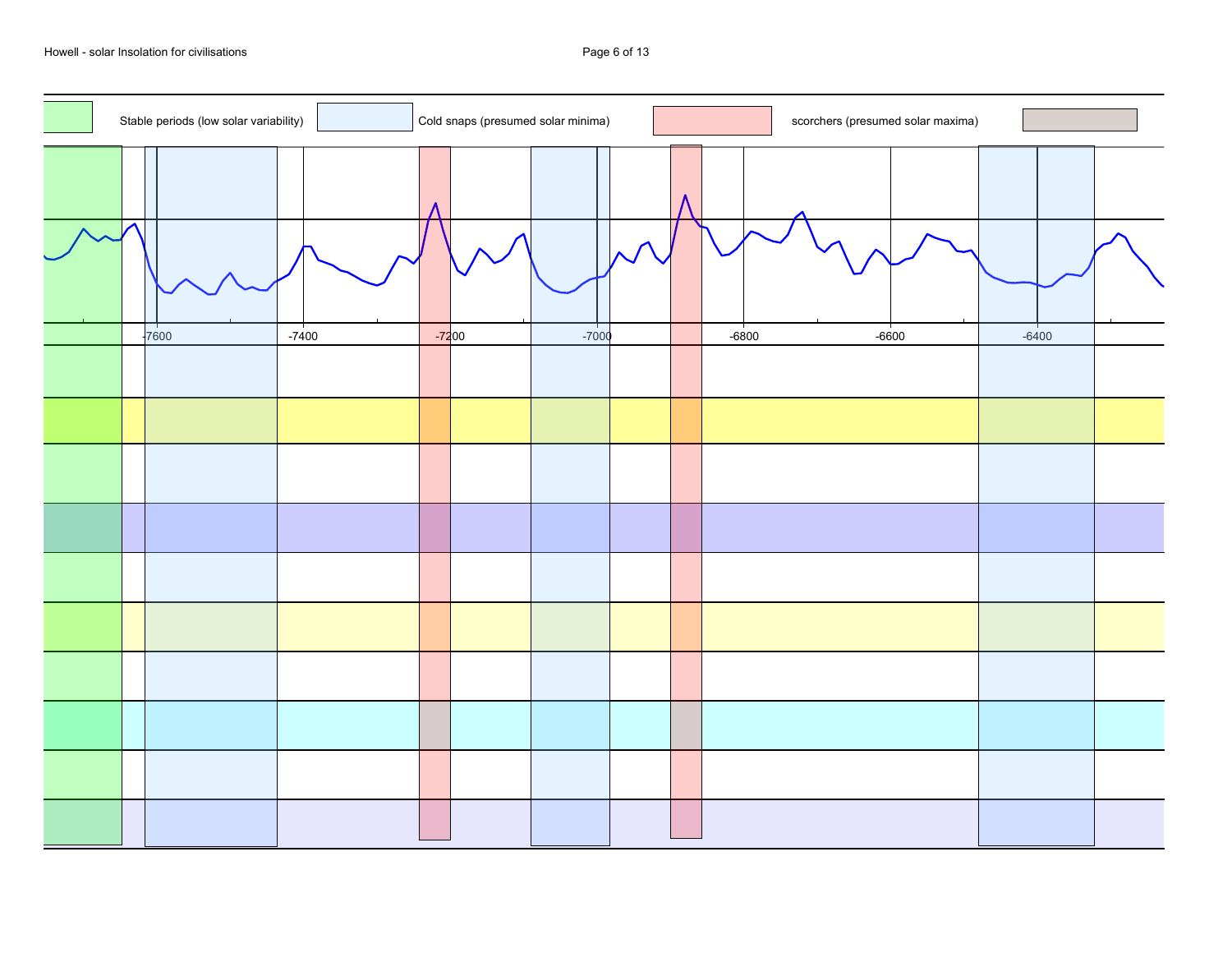Stable periods (low solar variability) | Cold snaps (presumed solar minima) | scorchers (presumed solar maxima)

-7600 | -7400 | -7200 | -7000 | -6800 | -6600 | -6400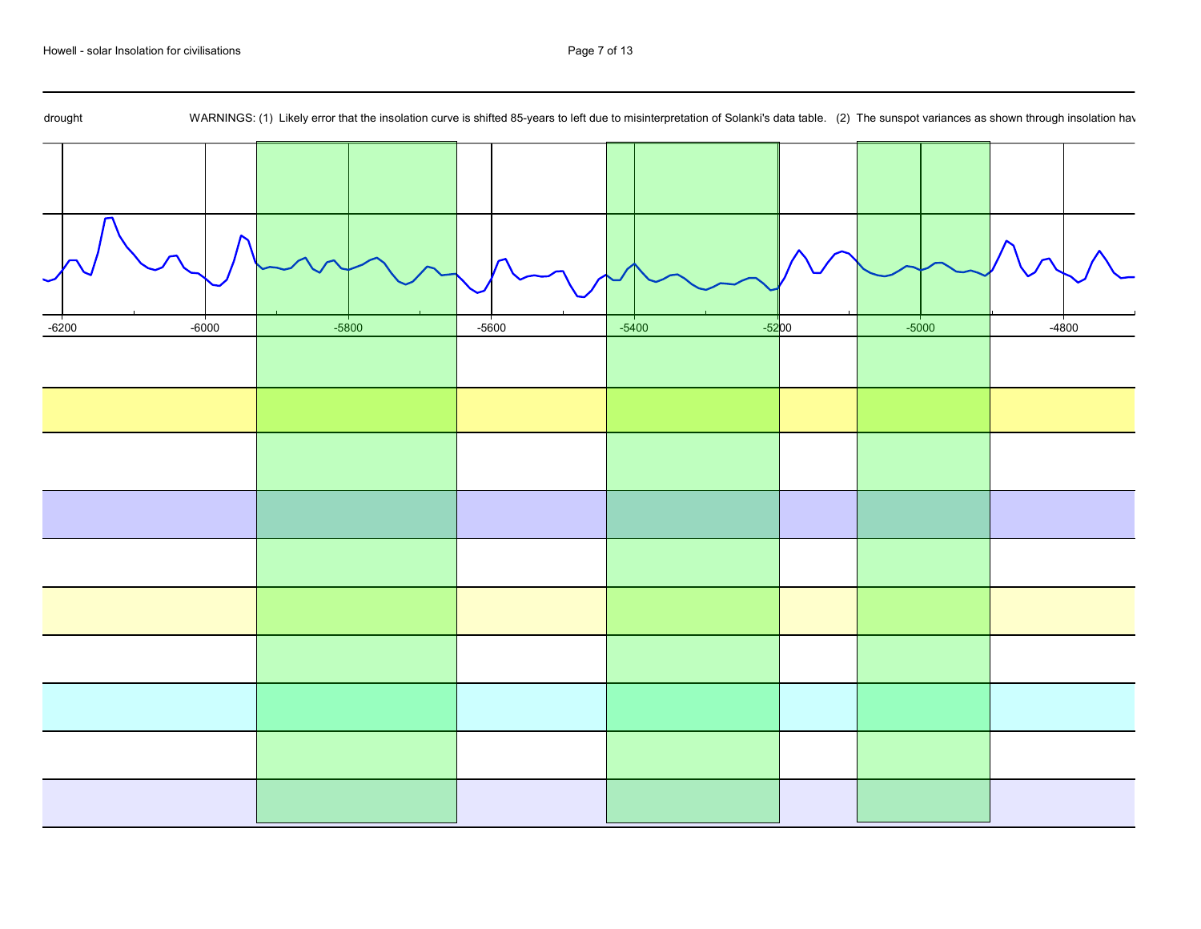drought

WARNINGS: (1) Likely error that the insolation curve is shifted 85-years to left due to misinterpretation of Solanki's data table. (2) The sunspot variances as shown through insolation hav

-6200 -6000 -5800 -5600 -5400 -5200 -5000 -4800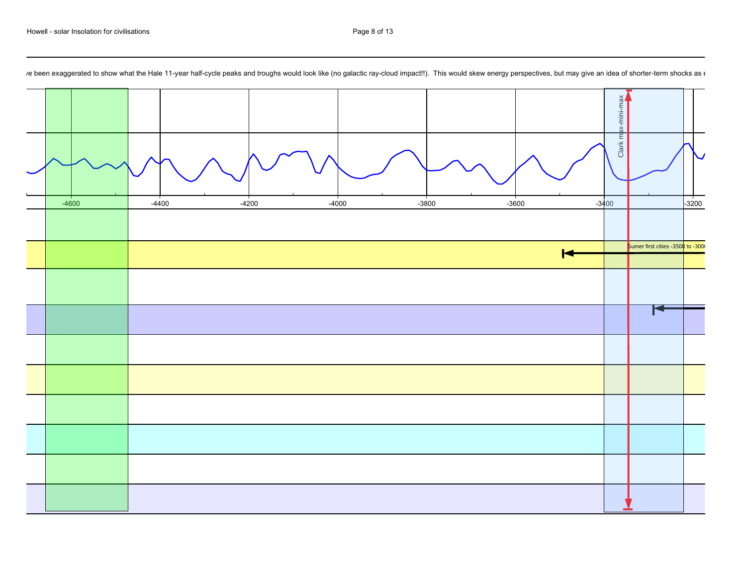/e been exaggerated to show what the Hale 11-year half-cycle peaks and troughs would look like (no galactic ray-cloud impact!!). This would skew energy perspectives, but may give an idea of shorter-term shocks as e

-4600 -4400 -4200 -4000 -3800 -3600 -3400 -3200

Clark max-mini-max

Sumer first cities -3500 to -300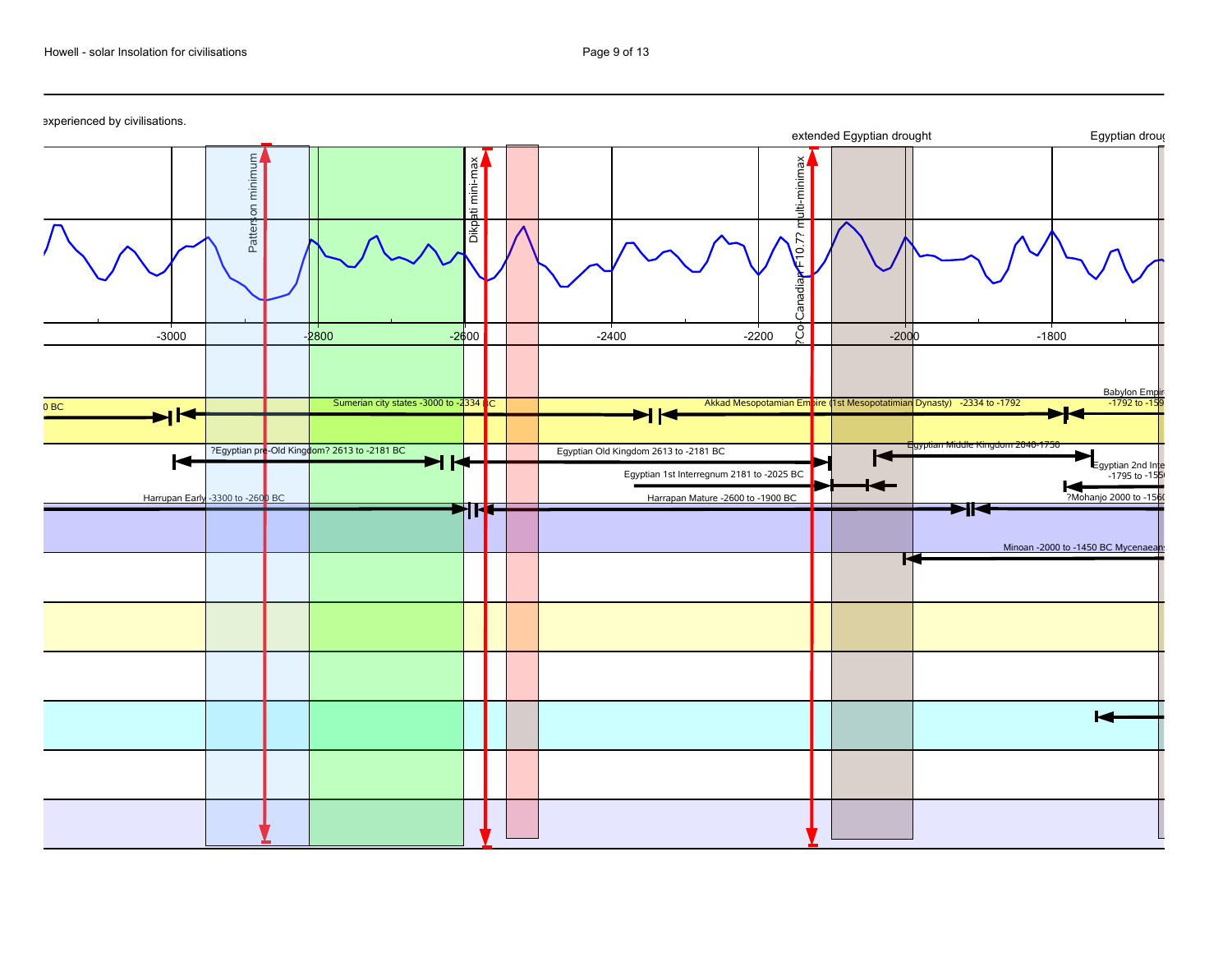experienced by civilisations.

extended Egyptian drought

Egyptian droug

Patterson minimum

Dikpati mini-max

?Co Canadian F10.7? multi-minimax

-3000 -2800 -2600 -2400 -2200 -2000 -1800

0 BC

Sumerian city states -3000 to -2334 BC

Akkad Mesopotamian Empire (1st Mesopotatimian Dynasty) -2334 to -1792

Babylon Empir -1792 to -159

?Egyptian pre-Old Kingdom? 2613 to -2181 BC

Egyptian Old Kingdom 2613 to -2181 BC

Egyptian Middle Kingdom 2040-1750

Egyptian 1st Interregnum 2181 to -2025 BC

Egyptian 2nd Inte -1795 to -155

Harrupan Early -3300 to -2600 BC

Harrapan Mature -2600 to -1900 BC

?Mohanjo 2000 to -156

Minoan -2000 to -1450 BC Mycenaeans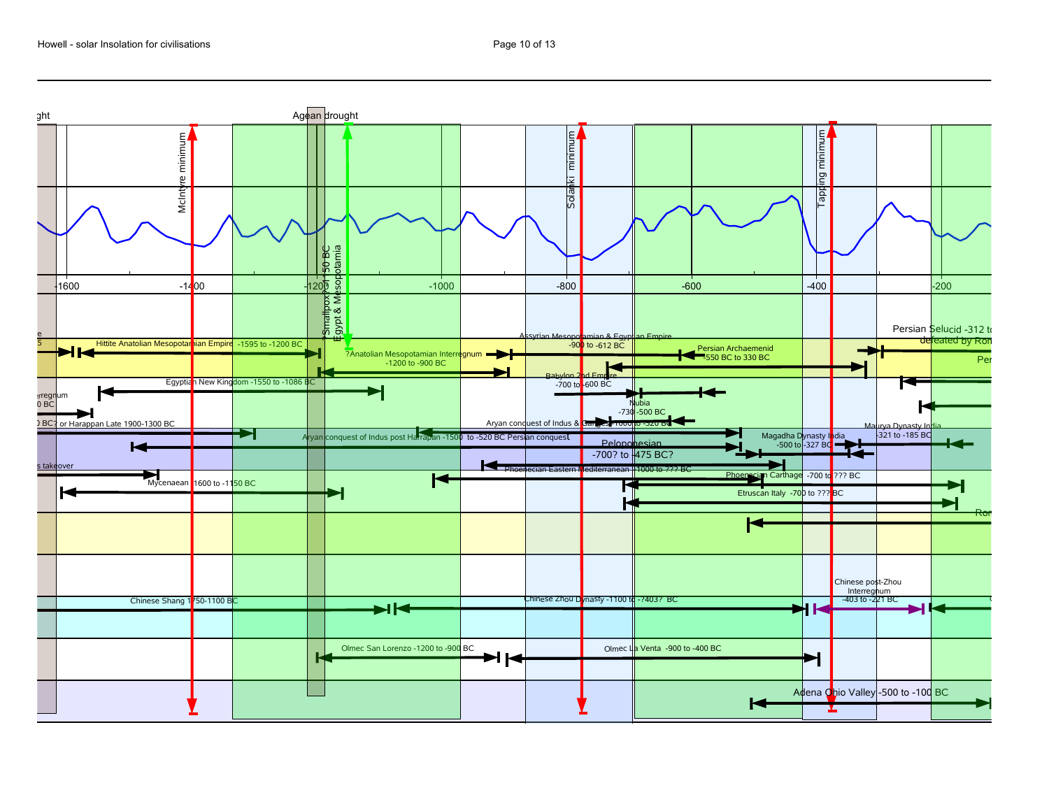ght

Agean drought

McIntyre minimum

Solanki minimum

Tapping minimum

?Smallpox? 150 BC Egypt & Mesopotamia

-1600 -1400 -1200 -1000 -800 -600 -400 -200

Hittite Anatolian Mesopotamian Empire -1595 to -1200 BC

?Anatolian Mesopotamian Interregnum -1200 to -900 BC

Assyrian Mesopotamian & Egyptian Empire -900 to -612 BC

Persian Archaemenid -550 BC to 330 BC

Persian Selucid -312 to ... defeated by Rom...

Per...

Egyptian New Kingdom -1550 to -1086 BC

Babylon 2nd Empire -700 to -600 BC

...rregnum ...0 BC

Nubia -730 -500 BC

...0 BC? or Harappan Late 1900-1300 BC

Aryan conquest of Indus & Ganges -1000 to -520 BC

Maurya Dynasty India -321 to -185 BC

Aryan conquest of Indus post Harrapan -1500 to -520 BC Persian conquest

Peloponesian -700? to -475 BC?

Magadha Dynasty India -500 to -327 BC

...s takeover

Phoenecian Eastern Mediterranean -1000 to ??? BC

Phoenecian Carthage -700 to ??? BC

Mycenaean -1600 to -1150 BC

Etruscan Italy -700 to ??? BC

Ro...

Chinese Shang 1750-1100 BC

Chinese Zhou Dynasty -1100 to -?403? BC

Chinese post-Zhou Interregnum -403 to -221 BC

Olmec San Lorenzo -1200 to -900 BC

Olmec La Venta -900 to -400 BC

Adena Ohio Valley -500 to -100 BC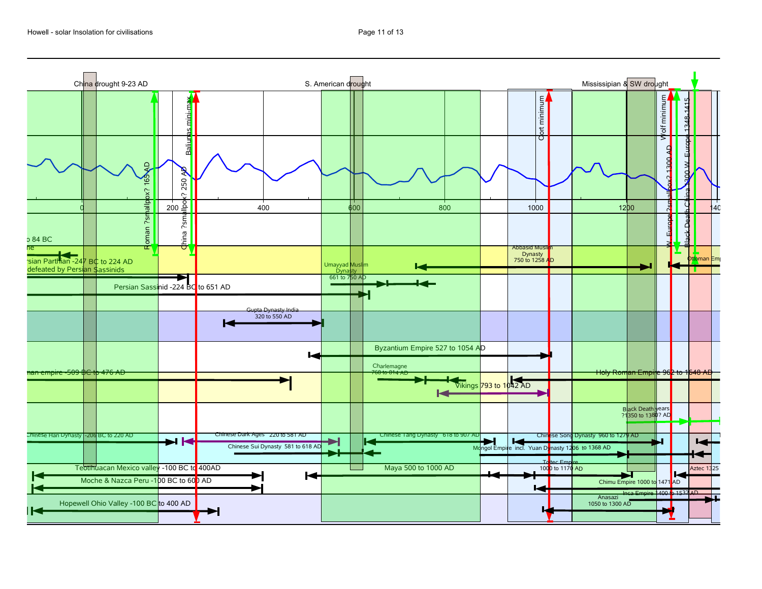China drought 9-23 AD

S. American drought

Mississipian & SW drought

Roman ?smallpox? 165 AD

China ?smallpox? 250 AD

Baliunas mini-max

Oort minimum

Wolf minimum

W. Europe ?smallpox? 1300 AD

Black Death China 1300 W. Europe 1348-1415

0 | 200 | 400 | 600 | 800 | 1000 | 1200 | 1400

o 84 BC

rsian Parthian -247 BC to 224 AD defeated by Persian Sassinids

Persian Sassinid -224 BC to 651 AD

Umayyad Muslim Dynasty 661 to 750 AD

Abbasid Muslim Dynasty 750 to 1258 AD

Ottoman Emp

Gupta Dynasty India 320 to 550 AD

Byzantium Empire 527 to 1054 AD

man empire -509 BC to 476 AD

Charlemagne 768 to 814 AD

Holy Roman Empire 962 to 1648 AD

Vikings 793 to 1042 AD

Black Death years ?1350 to 1380? AD

Chinese Han Dynasty -206 BC to 220 AD

Chinese Dark Ages 220 to 581 AD

Chinese Sui Dynasty 581 to 618 AD

Chinese Tang Dynasty 618 to 907 AD

Chinese Song Dynasty 960 to 1279 AD

Mongol Empire incl. Yuan Dynasty 1206 to 1368 AD

Teotihuacan Mexico valley -100 BC to 400AD

Maya 500 to 1000 AD

Toltec Empire 1000 to 1170 AD

Aztec 1325

Moche & Nazca Peru -100 BC to 600 AD

Chimu Empire 1000 to 1471 AD

Inca Empire 1400 to 1532 AD

Anasazi 1050 to 1300 AD

Hopewell Ohio Valley -100 BC to 400 AD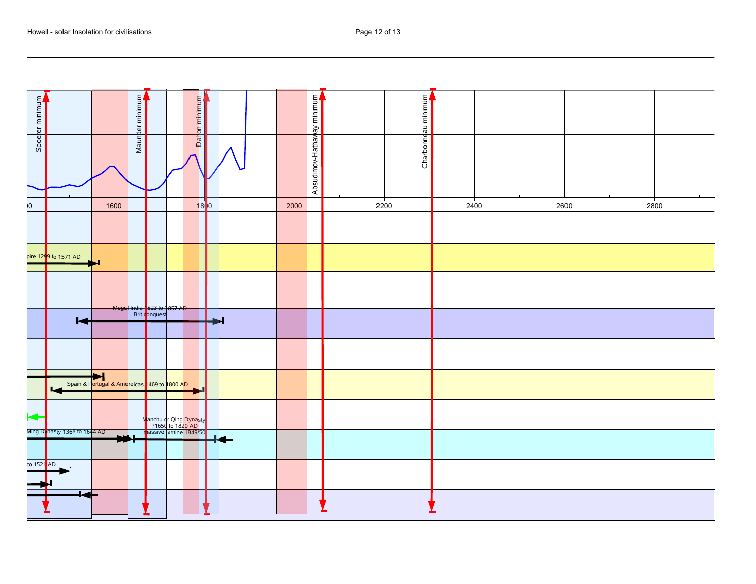Spoerer minimum

Maunder minimum

Dalton minimum

Absudimov-Hathaway minimum

Charbonneau minimum

00 1600 1800 2000 2200 2400 2600 2800

pire 1299 to 1571 AD

Mogul India 1523 to 1857 AD
Brit conquest

Spain & Portugal & Americas 1469 to 1800 AD

Manchu or Qing Dynasty
?1650 to 1820 AD
massive famine 1849/50

Ming Dynasty 1368 to 1644 AD

to 1521 AD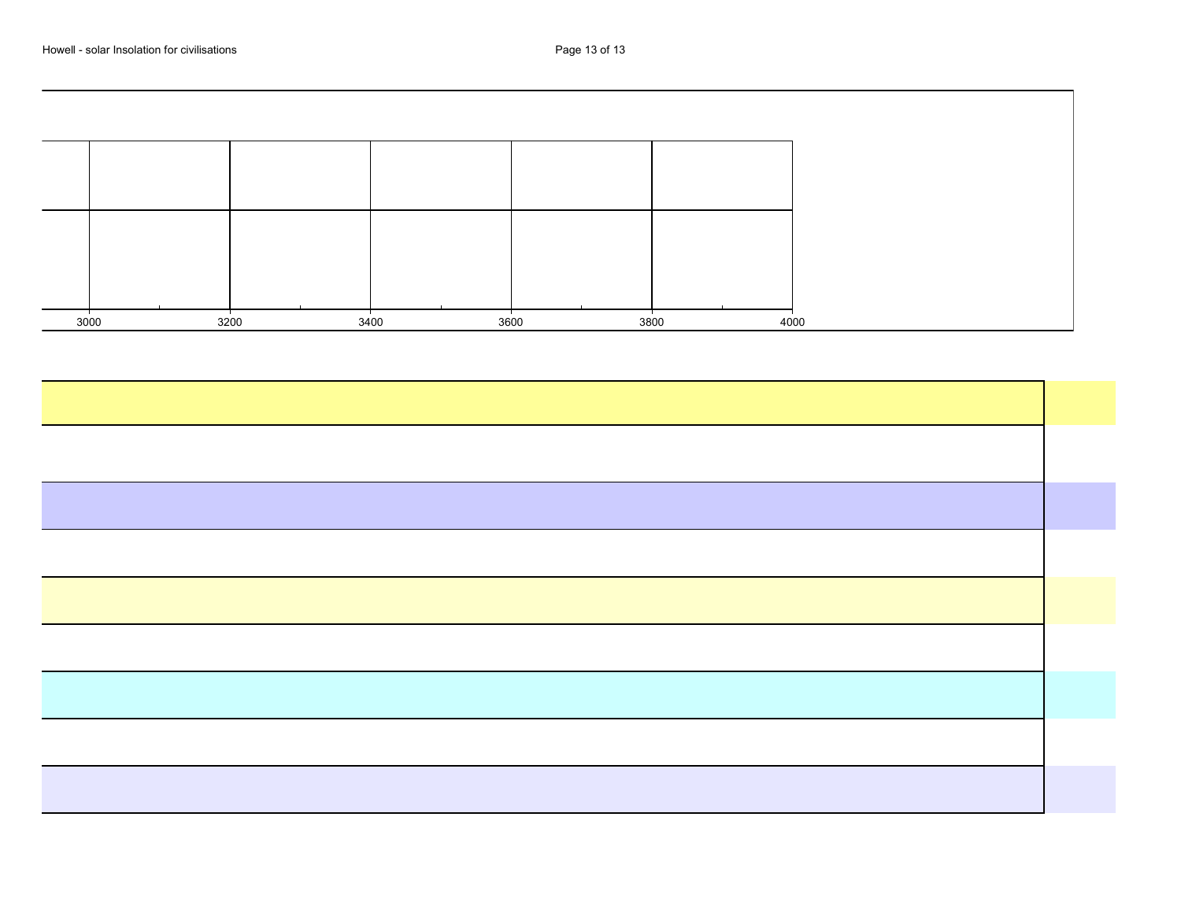3000
3200
3400
3600
3800
4000